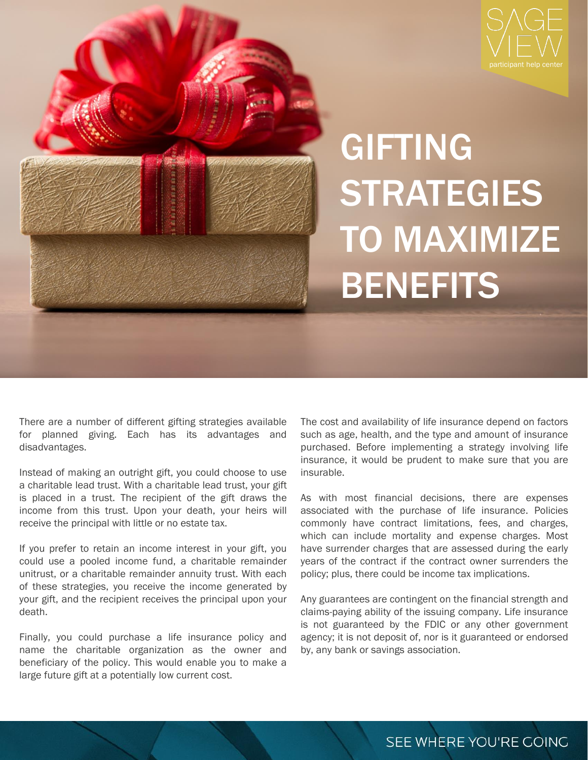# GIFTING STRATEGIES TO MAXIMIZE BENEFITS

There are a number of different gifting strategies available for planned giving. Each has its advantages and disadvantages.

Instead of making an outright gift, you could choose to use a charitable lead trust. With a charitable lead trust, your gift is placed in a trust. The recipient of the gift draws the income from this trust. Upon your death, your heirs will receive the principal with little or no estate tax.

If you prefer to retain an income interest in your gift, you could use a pooled income fund, a charitable remainder unitrust, or a charitable remainder annuity trust. With each of these strategies, you receive the income generated by your gift, and the recipient receives the principal upon your death.

Finally, you could purchase a life insurance policy and name the charitable organization as the owner and beneficiary of the policy. This would enable you to make a large future gift at a potentially low current cost.

The cost and availability of life insurance depend on factors such as age, health, and the type and amount of insurance purchased. Before implementing a strategy involving life insurance, it would be prudent to make sure that you are insurable.

As with most financial decisions, there are expenses associated with the purchase of life insurance. Policies commonly have contract limitations, fees, and charges, which can include mortality and expense charges. Most have surrender charges that are assessed during the early years of the contract if the contract owner surrenders the policy; plus, there could be income tax implications.

Any guarantees are contingent on the financial strength and claims-paying ability of the issuing company. Life insurance is not guaranteed by the FDIC or any other government agency; it is not deposit of, nor is it guaranteed or endorsed by, any bank or savings association.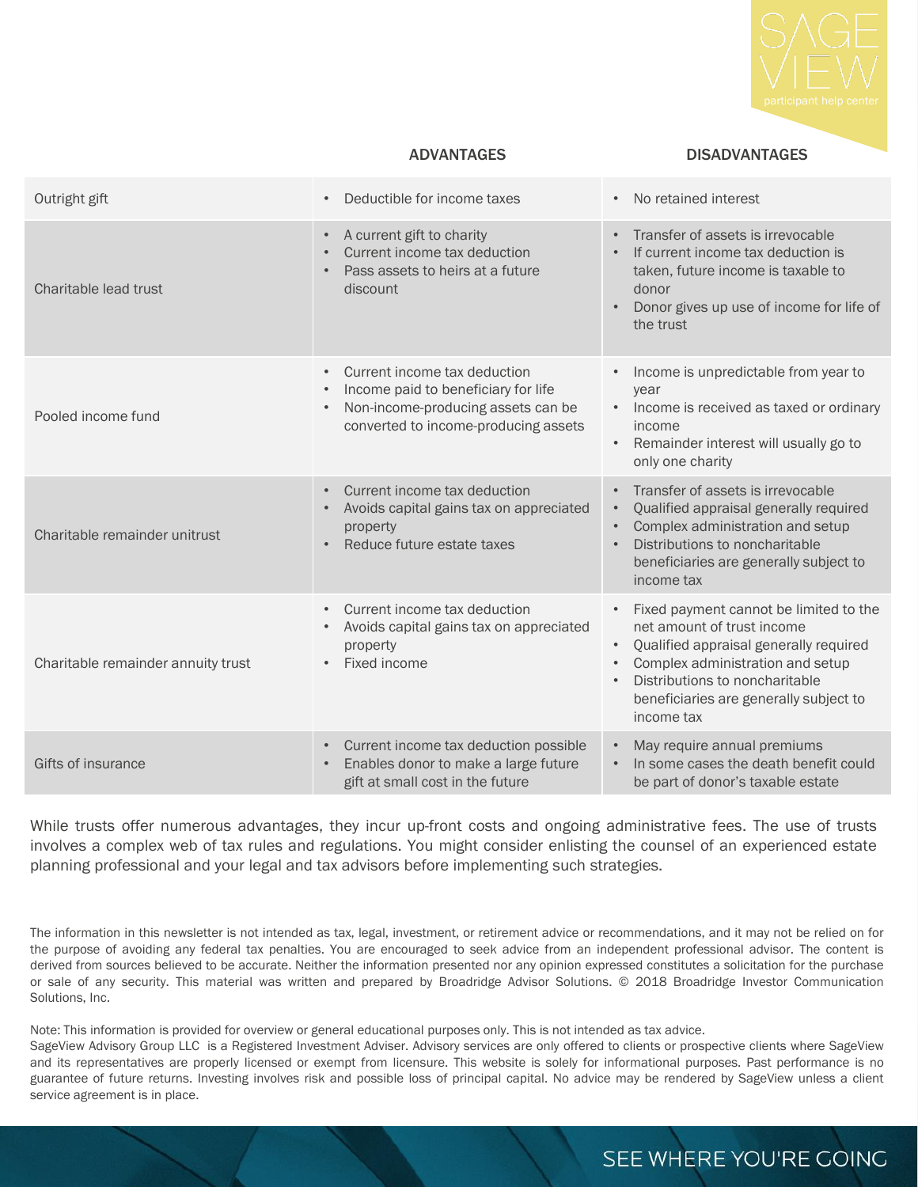| | ADVANTAGES | DISADVANTAGES |
|---|---|---|
| Outright gift | • Deductible for income taxes | • No retained interest |
| Charitable lead trust | • A current gift to charity<br>• Current income tax deduction<br>• Pass assets to heirs at a future discount | • Transfer of assets is irrevocable<br>• If current income tax deduction is taken, future income is taxable to donor<br>• Donor gives up use of income for life of the trust |
| Pooled income fund | • Current income tax deduction<br>• Income paid to beneficiary for life<br>• Non-income-producing assets can be converted to income-producing assets | • Income is unpredictable from year to year<br>• Income is received as taxed or ordinary income<br>• Remainder interest will usually go to only one charity |
| Charitable remainder unitrust | • Current income tax deduction<br>• Avoids capital gains tax on appreciated property<br>• Reduce future estate taxes | • Transfer of assets is irrevocable<br>• Qualified appraisal generally required<br>• Complex administration and setup<br>• Distributions to noncharitable beneficiaries are generally subject to income tax |
| Charitable remainder annuity trust | • Current income tax deduction<br>• Avoids capital gains tax on appreciated property<br>• Fixed income | • Fixed payment cannot be limited to the net amount of trust income<br>• Qualified appraisal generally required<br>• Complex administration and setup<br>• Distributions to noncharitable beneficiaries are generally subject to income tax |
| Gifts of insurance | • Current income tax deduction possible<br>• Enables donor to make a large future gift at small cost in the future | • May require annual premiums<br>• In some cases the death benefit could be part of donor's taxable estate |

While trusts offer numerous advantages, they incur up-front costs and ongoing administrative fees. The use of trusts involves a complex web of tax rules and regulations. You might consider enlisting the counsel of an experienced estate planning professional and your legal and tax advisors before implementing such strategies.

The information in this newsletter is not intended as tax, legal, investment, or retirement advice or recommendations, and it may not be relied on for the purpose of avoiding any federal tax penalties. You are encouraged to seek advice from an independent professional advisor. The content is derived from sources believed to be accurate. Neither the information presented nor any opinion expressed constitutes a solicitation for the purchase or sale of any security. This material was written and prepared by Broadridge Advisor Solutions. © 2018 Broadridge Investor Communication Solutions, Inc.

Note: This information is provided for overview or general educational purposes only. This is not intended as tax advice.
SageView Advisory Group LLC is a Registered Investment Adviser. Advisory services are only offered to clients or prospective clients where SageView and its representatives are properly licensed or exempt from licensure. This website is solely for informational purposes. Past performance is no guarantee of future returns. Investing involves risk and possible loss of principal capital. No advice may be rendered by SageView unless a client service agreement is in place.